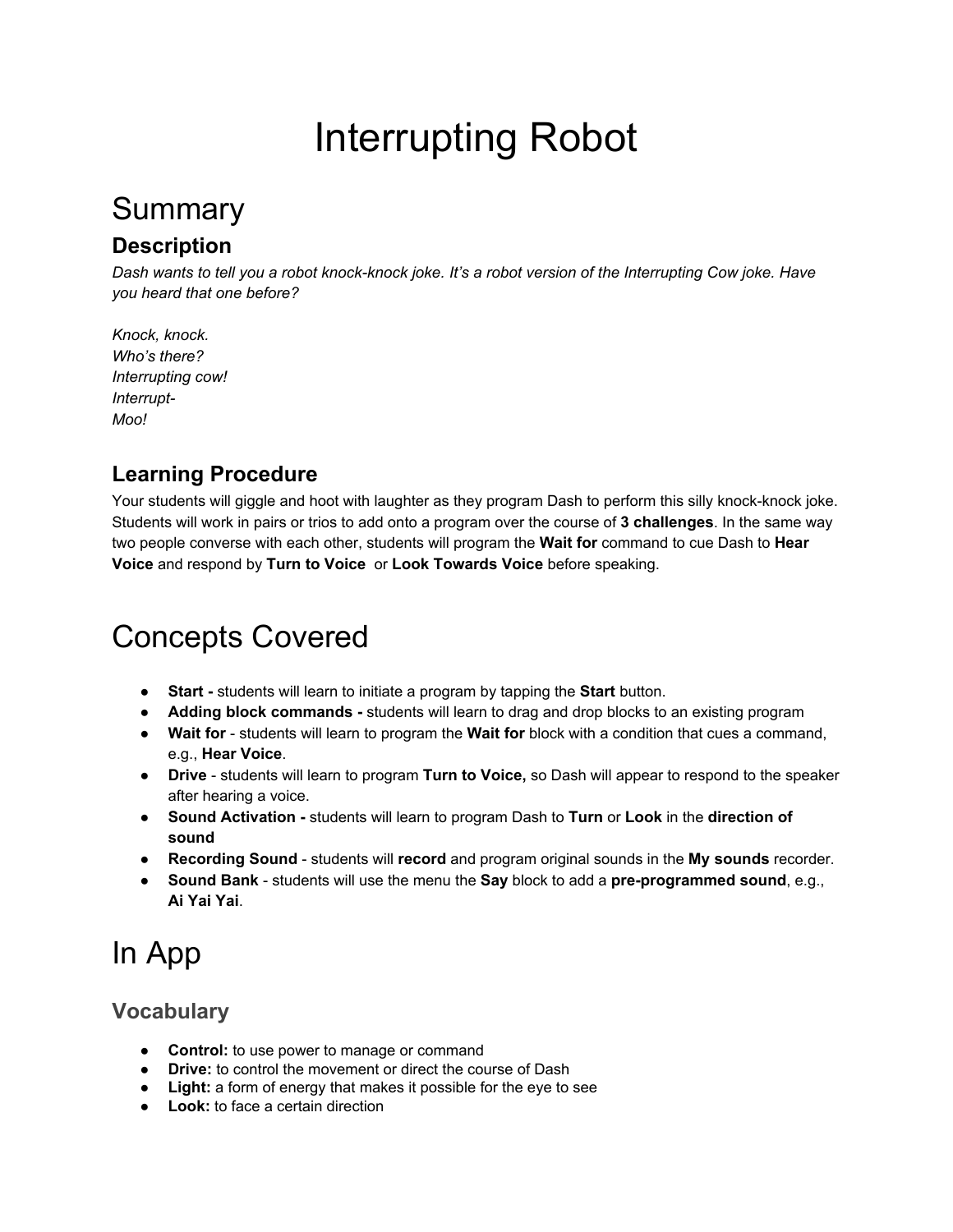# Interrupting Robot

# Summary

## Description

*Dash wants to tell you a robot knock-knock joke. It's a robot version of the Interrupting Cow joke. Have you heard that one before?*

*Knock, knock.*
*Who's there?*
*Interrupting cow!*
*Interrupt-*
*Moo!*

## Learning Procedure

Your students will giggle and hoot with laughter as they program Dash to perform this silly knock-knock joke. Students will work in pairs or trios to add onto a program over the course of **3 challenges**. In the same way two people converse with each other, students will program the **Wait for** command to cue Dash to **Hear Voice** and respond by **Turn to Voice** or **Look Towards Voice** before speaking.

# Concepts Covered

- **Start -** students will learn to initiate a program by tapping the **Start** button.
- **Adding block commands -** students will learn to drag and drop blocks to an existing program
- **Wait for** - students will learn to program the **Wait for** block with a condition that cues a command, e.g., **Hear Voice**.
- **Drive** - students will learn to program **Turn to Voice,** so Dash will appear to respond to the speaker after hearing a voice.
- **Sound Activation -** students will learn to program Dash to **Turn** or **Look** in the **direction of sound**
- **Recording Sound** - students will **record** and program original sounds in the **My sounds** recorder.
- **Sound Bank** - students will use the menu the **Say** block to add a **pre-programmed sound**, e.g., **Ai Yai Yai**.

# In App

## Vocabulary

- **Control:** to use power to manage or command
- **Drive:** to control the movement or direct the course of Dash
- **Light:** a form of energy that makes it possible for the eye to see
- **Look:** to face a certain direction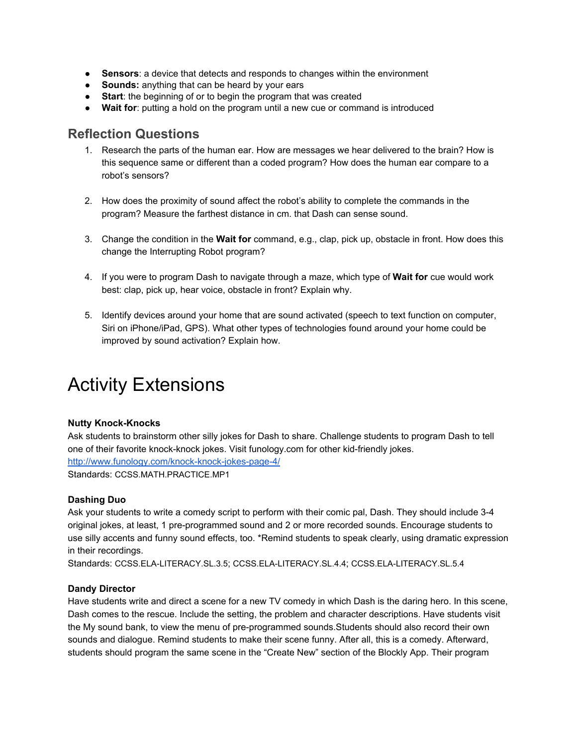- **Sensors**: a device that detects and responds to changes within the environment
- **Sounds:** anything that can be heard by your ears
- **Start**: the beginning of or to begin the program that was created
- **Wait for**: putting a hold on the program until a new cue or command is introduced

## Reflection Questions

1. Research the parts of the human ear. How are messages we hear delivered to the brain? How is this sequence same or different than a coded program? How does the human ear compare to a robot's sensors?

2. How does the proximity of sound affect the robot's ability to complete the commands in the program? Measure the farthest distance in cm. that Dash can sense sound.

3. Change the condition in the **Wait for** command, e.g., clap, pick up, obstacle in front. How does this change the Interrupting Robot program?

4. If you were to program Dash to navigate through a maze, which type of **Wait for** cue would work best: clap, pick up, hear voice, obstacle in front? Explain why.

5. Identify devices around your home that are sound activated (speech to text function on computer, Siri on iPhone/iPad, GPS). What other types of technologies found around your home could be improved by sound activation? Explain how.

# Activity Extensions

**Nutty Knock-Knocks**

Ask students to brainstorm other silly jokes for Dash to share. Challenge students to program Dash to tell one of their favorite knock-knock jokes. Visit funology.com for other kid-friendly jokes.
[http://www.funology.com/knock-knock-jokes-page-4/](http://www.funology.com/knock-knock-jokes-page-4/)
Standards: CCSS.MATH.PRACTICE.MP1

**Dashing Duo**

Ask your students to write a comedy script to perform with their comic pal, Dash. They should include 3-4 original jokes, at least, 1 pre-programmed sound and 2 or more recorded sounds. Encourage students to use silly accents and funny sound effects, too. *Remind students to speak clearly, using dramatic expression in their recordings.
Standards: CCSS.ELA-LITERACY.SL.3.5; CCSS.ELA-LITERACY.SL.4.4; CCSS.ELA-LITERACY.SL.5.4

**Dandy Director**

Have students write and direct a scene for a new TV comedy in which Dash is the daring hero. In this scene, Dash comes to the rescue. Include the setting, the problem and character descriptions. Have students visit the My sound bank, to view the menu of pre-programmed sounds.Students should also record their own sounds and dialogue. Remind students to make their scene funny. After all, this is a comedy. Afterward, students should program the same scene in the "Create New" section of the Blockly App. Their program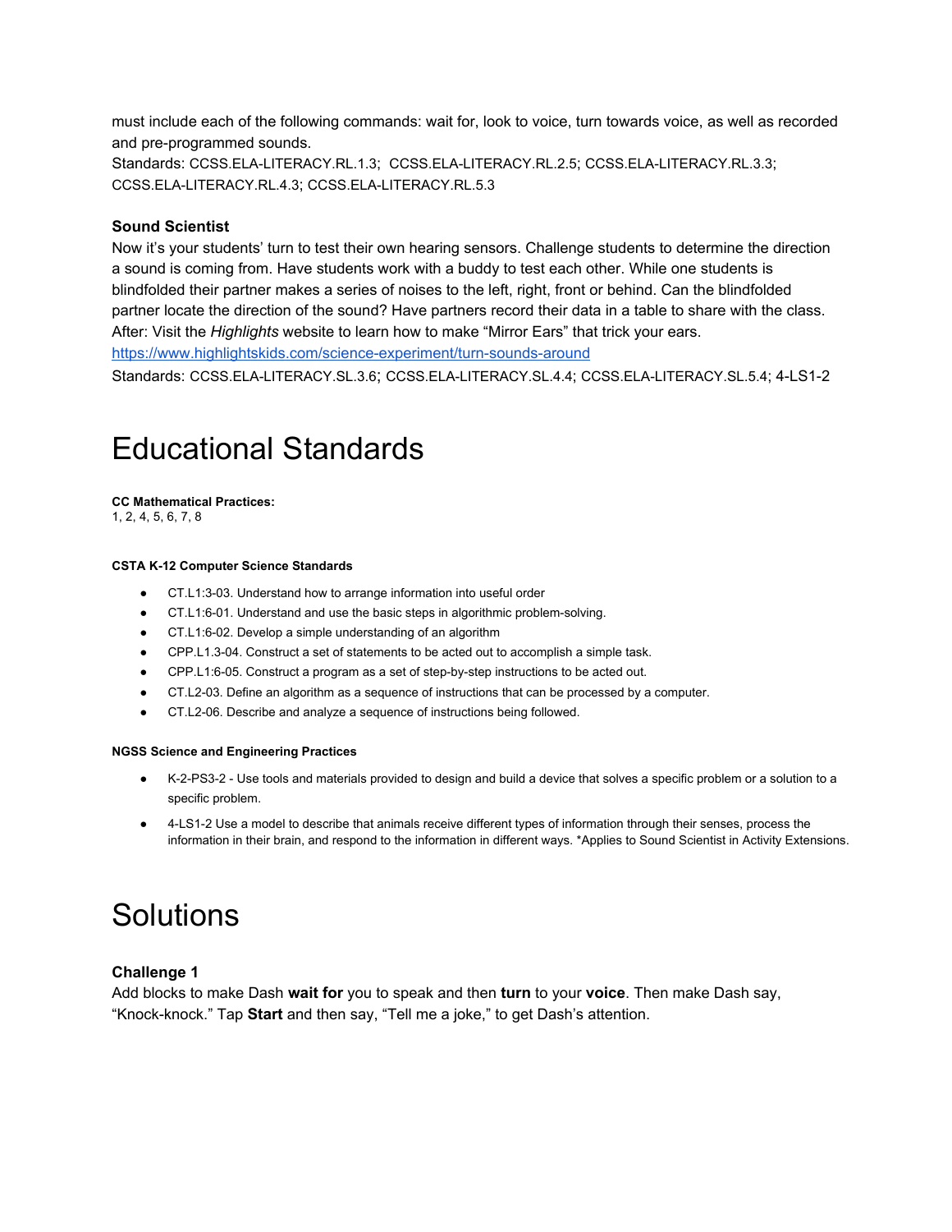must include each of the following commands: wait for, look to voice, turn towards voice, as well as recorded and pre-programmed sounds.
Standards: CCSS.ELA-LITERACY.RL.1.3; CCSS.ELA-LITERACY.RL.2.5; CCSS.ELA-LITERACY.RL.3.3; CCSS.ELA-LITERACY.RL.4.3; CCSS.ELA-LITERACY.RL.5.3

### Sound Scientist

Now it's your students' turn to test their own hearing sensors. Challenge students to determine the direction a sound is coming from. Have students work with a buddy to test each other. While one students is blindfolded their partner makes a series of noises to the left, right, front or behind. Can the blindfolded partner locate the direction of the sound? Have partners record their data in a table to share with the class.
After: Visit the *Highlights* website to learn how to make "Mirror Ears" that trick your ears.
https://www.highlightskids.com/science-experiment/turn-sounds-around
Standards: CCSS.ELA-LITERACY.SL.3.6; CCSS.ELA-LITERACY.SL.4.4; CCSS.ELA-LITERACY.SL.5.4; 4-LS1-2

# Educational Standards

**CC Mathematical Practices:**
1, 2, 4, 5, 6, 7, 8

**CSTA K-12 Computer Science Standards**

- CT.L1:3-03. Understand how to arrange information into useful order
- CT.L1:6-01. Understand and use the basic steps in algorithmic problem-solving.
- CT.L1:6-02. Develop a simple understanding of an algorithm
- CPP.L1.3-04. Construct a set of statements to be acted out to accomplish a simple task.
- CPP.L1:6-05. Construct a program as a set of step-by-step instructions to be acted out.
- CT.L2-03. Define an algorithm as a sequence of instructions that can be processed by a computer.
- CT.L2-06. Describe and analyze a sequence of instructions being followed.

**NGSS Science and Engineering Practices**

- K-2-PS3-2 - Use tools and materials provided to design and build a device that solves a specific problem or a solution to a specific problem.
- 4-LS1-2 Use a model to describe that animals receive different types of information through their senses, process the information in their brain, and respond to the information in different ways. *Applies to Sound Scientist in Activity Extensions.

# Solutions

### Challenge 1

Add blocks to make Dash **wait for** you to speak and then **turn** to your **voice**. Then make Dash say, "Knock-knock." Tap **Start** and then say, "Tell me a joke," to get Dash's attention.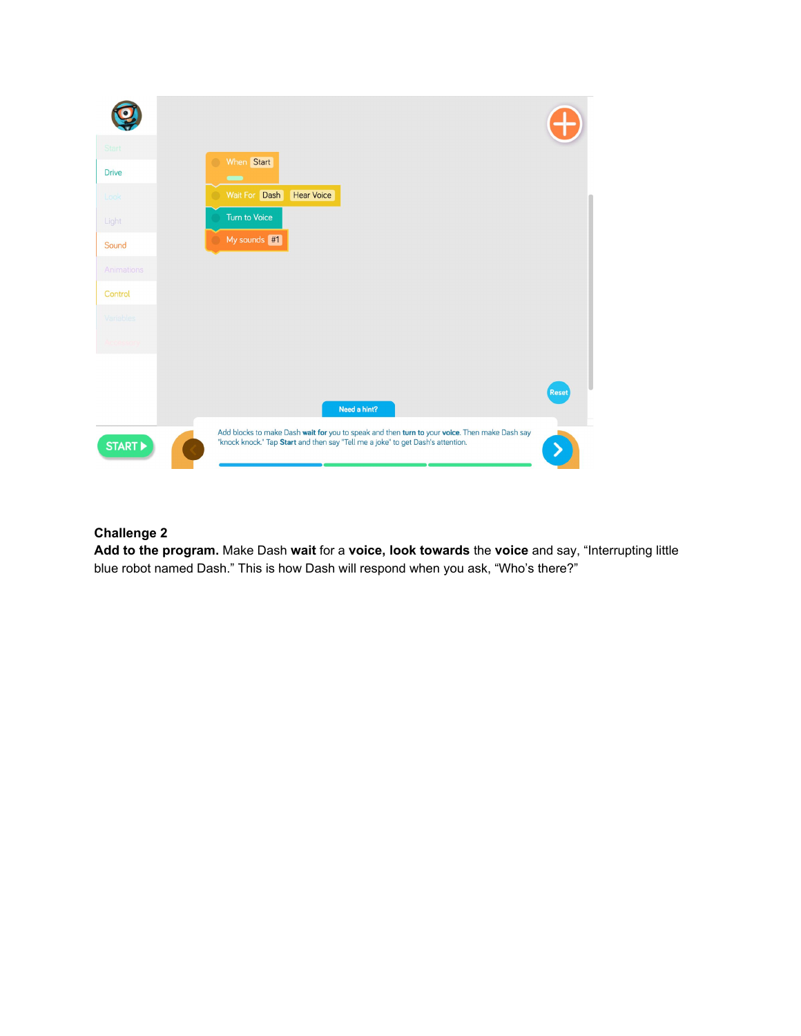Start

Drive

Look

Light

Sound

Animations

Control

Variables

When Start

Wait For Dash Hear Voice

Turn to Voice

My sounds #1

Reset

Need a hint?

START

Add blocks to make Dash **wait for** you to speak and then **turn to** your **voice**. Then make Dash say "knock knock." Tap **Start** and then say "Tell me a joke" to get Dash's attention.

**Challenge 2**

**Add to the program.** Make Dash **wait** for a **voice, look towards** the **voice** and say, "Interrupting little blue robot named Dash." This is how Dash will respond when you ask, "Who's there?"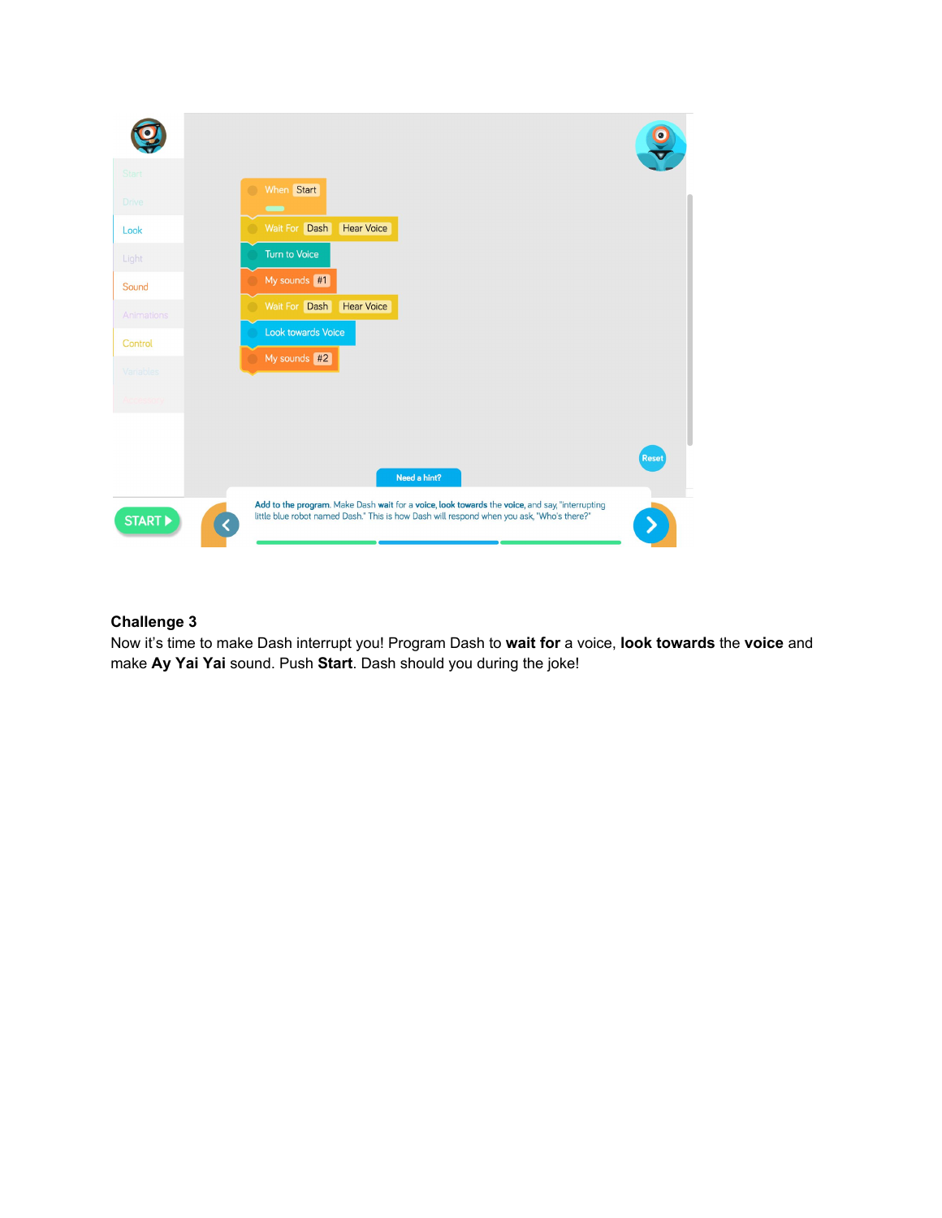**Challenge 3**

Now it's time to make Dash interrupt you! Program Dash to **wait for** a voice, **look towards** the **voice** and make **Ay Yai Yai** sound. Push **Start**. Dash should you during the joke!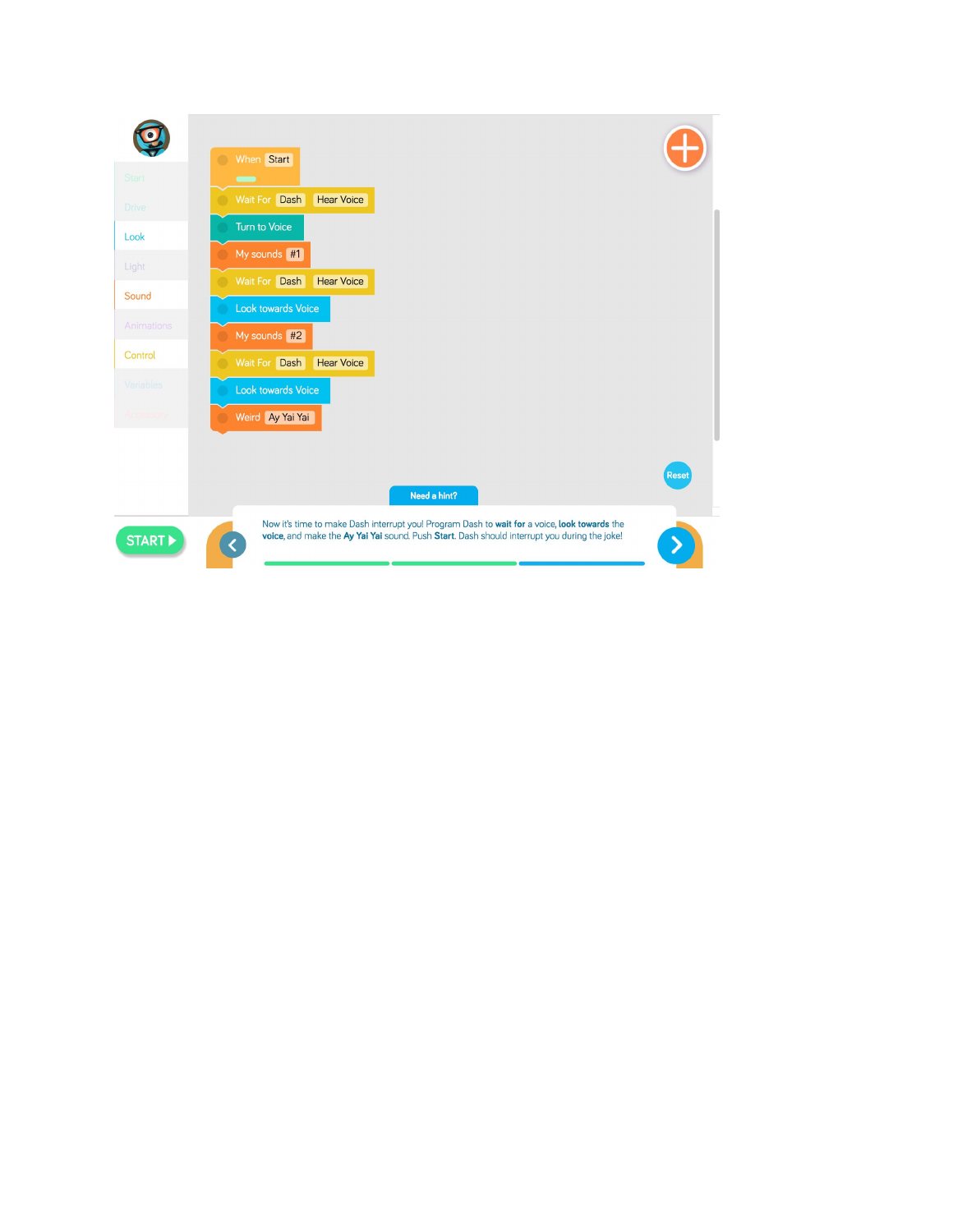Start

Drive

Look

Light

Sound

Animations

Control

Variables

When Start

Wait For Dash Hear Voice

Turn to Voice

My sounds #1

Wait For Dash Hear Voice

Look towards Voice

My sounds #2

Wait For Dash Hear Voice

Look towards Voice

Weird Ay Yai Yai

Reset

Need a hint?

START

Now it's time to make Dash interrupt you! Program Dash to **wait for** a voice, **look towards** the **voice**, and make the **Ay Yai Yai** sound. Push **Start**. Dash should interrupt you during the joke!